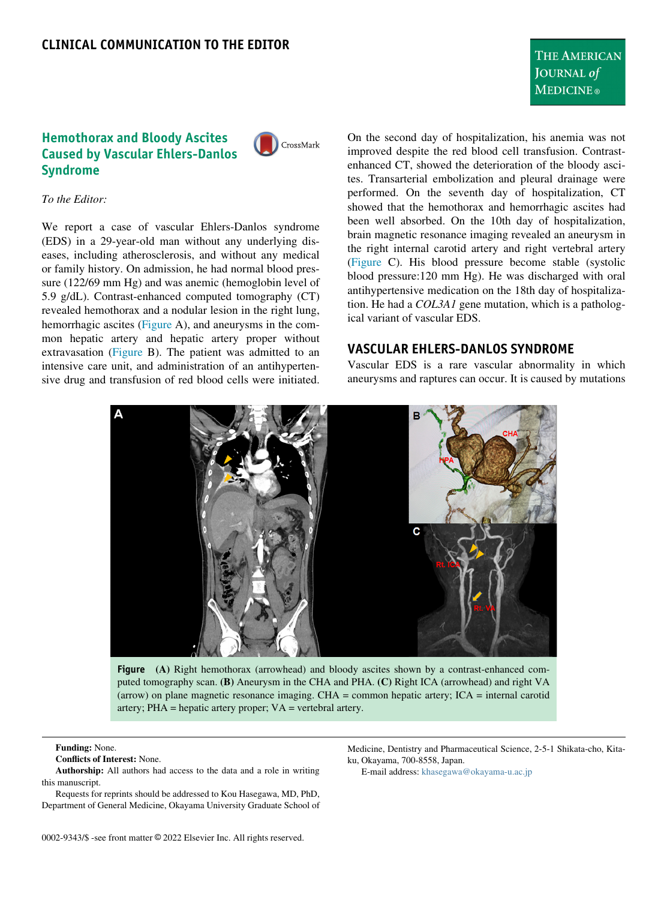## Hemothorax and Bloody Ascites Caused by Vascular Ehlers-Danlos Syndrome

*To the Editor:*

We report a case of vascular Ehlers-Danlos syndrome (EDS) in a 29-year-old man without any underlying diseases, including atherosclerosis, and without any medical or family history. On admission, he had normal blood pressure (122/69 mm Hg) and was anemic (hemoglobin level of 5.9 g/dL). Contrast-enhanced computed tomography (CT) revealed hemothorax and a nodular lesion in the right lung, hemorrhagic ascites (Figure A), and aneurysms in the common hepatic artery and hepatic artery proper without extravasation (Figure B). The patient was admitted to an intensive care unit, and administration of an antihypertensive drug and transfusion of red blood cells were initiated. On the second day of hospitalization, his anemia was not improved despite the red blood cell transfusion. Contrast-enhanced CT, showed the deterioration of the bloody ascites. Transarterial embolization and pleural drainage were performed. On the seventh day of hospitalization, CT showed that the hemothorax and hemorrhagic ascites had been well absorbed. On the 10th day of hospitalization, brain magnetic resonance imaging revealed an aneurysm in the right internal carotid artery and right vertebral artery (Figure C). His blood pressure become stable (systolic blood pressure:120 mm Hg). He was discharged with oral antihypertensive medication on the 18th day of hospitalization. He had a *COL3A1* gene mutation, which is a pathological variant of vascular EDS.

## VASCULAR EHLERS-DANLOS SYNDROME

Vascular EDS is a rare vascular abnormality in which aneurysms and raptures can occur. It is caused by mutations

**Figure** **(A)** Right hemothorax (arrowhead) and bloody ascites shown by a contrast-enhanced computed tomography scan. **(B)** Aneurysm in the CHA and PHA. **(C)** Right ICA (arrowhead) and right VA (arrow) on plane magnetic resonance imaging. CHA = common hepatic artery; ICA = internal carotid artery; PHA = hepatic artery proper; VA = vertebral artery.

**Funding:** None.

**Conflicts of Interest:** None.

**Authorship:** All authors had access to the data and a role in writing this manuscript.

Requests for reprints should be addressed to Kou Hasegawa, MD, PhD, Department of General Medicine, Okayama University Graduate School of Medicine, Dentistry and Pharmaceutical Science, 2-5-1 Shikata-cho, Kita-ku, Okayama, 700-8558, Japan.

E-mail address: khasegawa@okayama-u.ac.jp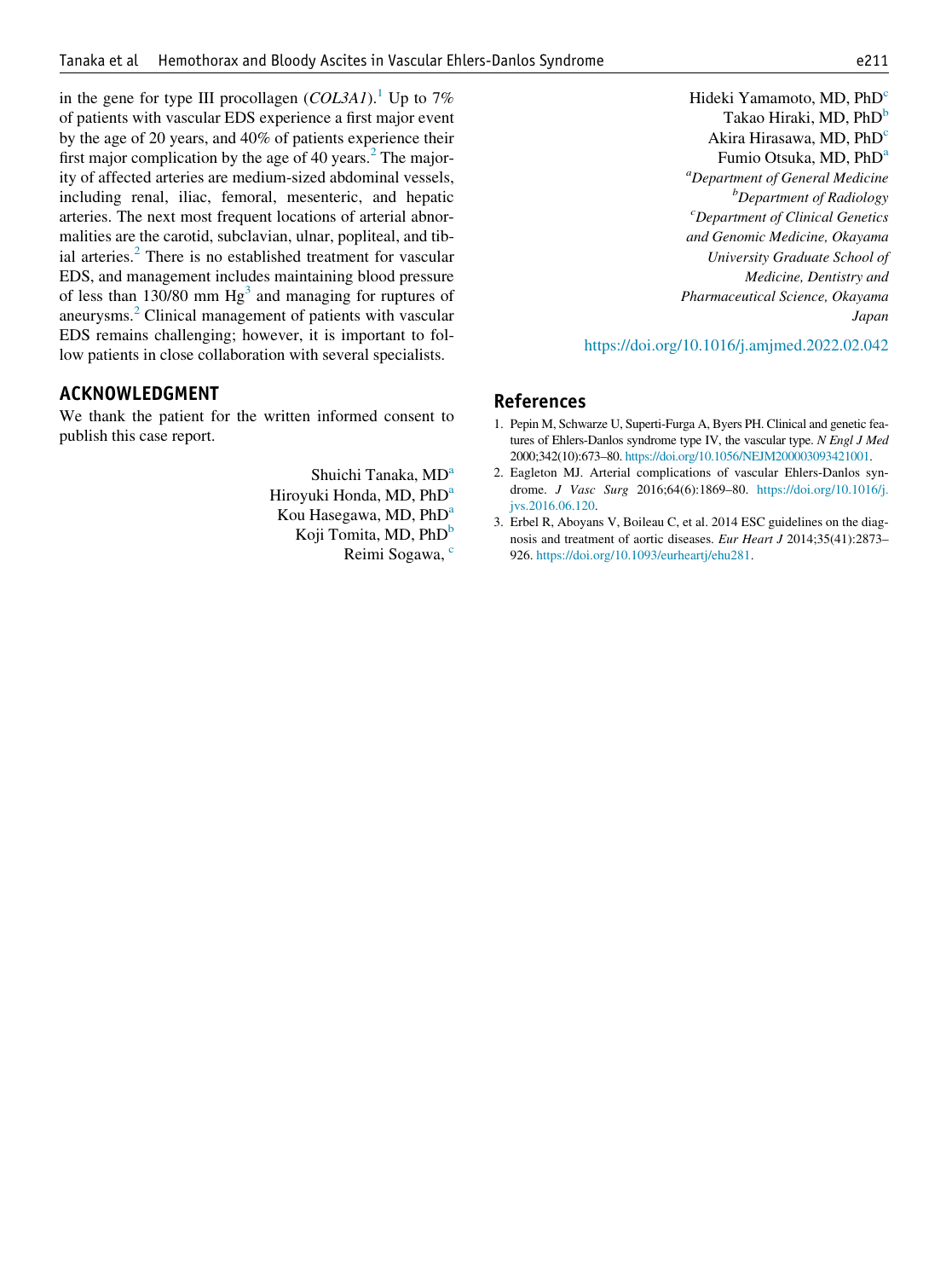in the gene for type III procollagen (*COL3A1*).[1] Up to 7% of patients with vascular EDS experience a first major event by the age of 20 years, and 40% of patients experience their first major complication by the age of 40 years.[2] The majority of affected arteries are medium-sized abdominal vessels, including renal, iliac, femoral, mesenteric, and hepatic arteries. The next most frequent locations of arterial abnormalities are the carotid, subclavian, ulnar, popliteal, and tibial arteries.[2] There is no established treatment for vascular EDS, and management includes maintaining blood pressure of less than 130/80 mm Hg[3] and managing for ruptures of aneurysms.[2] Clinical management of patients with vascular EDS remains challenging; however, it is important to follow patients in close collaboration with several specialists.

## ACKNOWLEDGMENT

We thank the patient for the written informed consent to publish this case report.

Shuichi Tanaka, MD[a]
Hiroyuki Honda, MD, PhD[a]
Kou Hasegawa, MD, PhD[a]
Koji Tomita, MD, PhD[b]
Reimi Sogawa, [c]
Hideki Yamamoto, MD, PhD[c]
Takao Hiraki, MD, PhD[b]
Akira Hirasawa, MD, PhD[c]
Fumio Otsuka, MD, PhD[a]

[a]*Department of General Medicine*
[b]*Department of Radiology*
[c]*Department of Clinical Genetics and Genomic Medicine, Okayama University Graduate School of Medicine, Dentistry and Pharmaceutical Science, Okayama Japan*

https://doi.org/10.1016/j.amjmed.2022.02.042

## References

1. Pepin M, Schwarze U, Superti-Furga A, Byers PH. Clinical and genetic features of Ehlers-Danlos syndrome type IV, the vascular type. *N Engl J Med* 2000;342(10):673–80. https://doi.org/10.1056/NEJM200003093421001.
2. Eagleton MJ. Arterial complications of vascular Ehlers-Danlos syndrome. *J Vasc Surg* 2016;64(6):1869–80. https://doi.org/10.1016/j.jvs.2016.06.120.
3. Erbel R, Aboyans V, Boileau C, et al. 2014 ESC guidelines on the diagnosis and treatment of aortic diseases. *Eur Heart J* 2014;35(41):2873–926. https://doi.org/10.1093/eurheartj/ehu281.